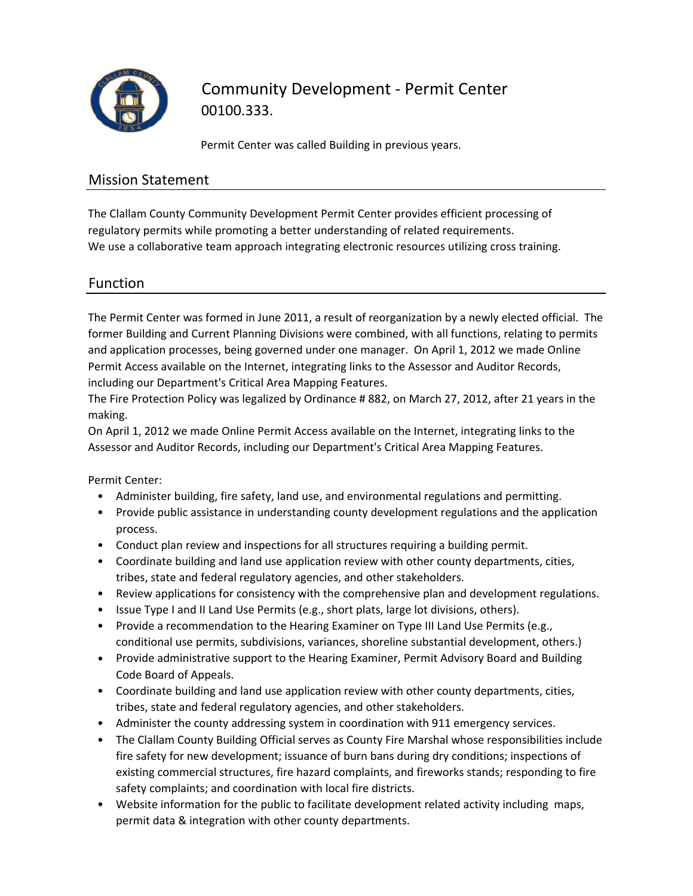# Community Development - Permit Center

00100.333.

Permit Center was called Building in previous years.

## Mission Statement

The Clallam County Community Development Permit Center provides efficient processing of regulatory permits while promoting a better understanding of related requirements.
We use a collaborative team approach integrating electronic resources utilizing cross training.

## Function

The Permit Center was formed in June 2011, a result of reorganization by a newly elected official. The former Building and Current Planning Divisions were combined, with all functions, relating to permits and application processes, being governed under one manager. On April 1, 2012 we made Online Permit Access available on the Internet, integrating links to the Assessor and Auditor Records, including our Department's Critical Area Mapping Features.
The Fire Protection Policy was legalized by Ordinance # 882, on March 27, 2012, after 21 years in the making.
On April 1, 2012 we made Online Permit Access available on the Internet, integrating links to the Assessor and Auditor Records, including our Department's Critical Area Mapping Features.

Permit Center:

- Administer building, fire safety, land use, and environmental regulations and permitting.
- Provide public assistance in understanding county development regulations and the application process.
- Conduct plan review and inspections for all structures requiring a building permit.
- Coordinate building and land use application review with other county departments, cities, tribes, state and federal regulatory agencies, and other stakeholders.
- Review applications for consistency with the comprehensive plan and development regulations.
- Issue Type I and II Land Use Permits (e.g., short plats, large lot divisions, others).
- Provide a recommendation to the Hearing Examiner on Type III Land Use Permits (e.g., conditional use permits, subdivisions, variances, shoreline substantial development, others.)
- Provide administrative support to the Hearing Examiner, Permit Advisory Board and Building Code Board of Appeals.
- Coordinate building and land use application review with other county departments, cities, tribes, state and federal regulatory agencies, and other stakeholders.
- Administer the county addressing system in coordination with 911 emergency services.
- The Clallam County Building Official serves as County Fire Marshal whose responsibilities include fire safety for new development; issuance of burn bans during dry conditions; inspections of existing commercial structures, fire hazard complaints, and fireworks stands; responding to fire safety complaints; and coordination with local fire districts.
- Website information for the public to facilitate development related activity including maps, permit data & integration with other county departments.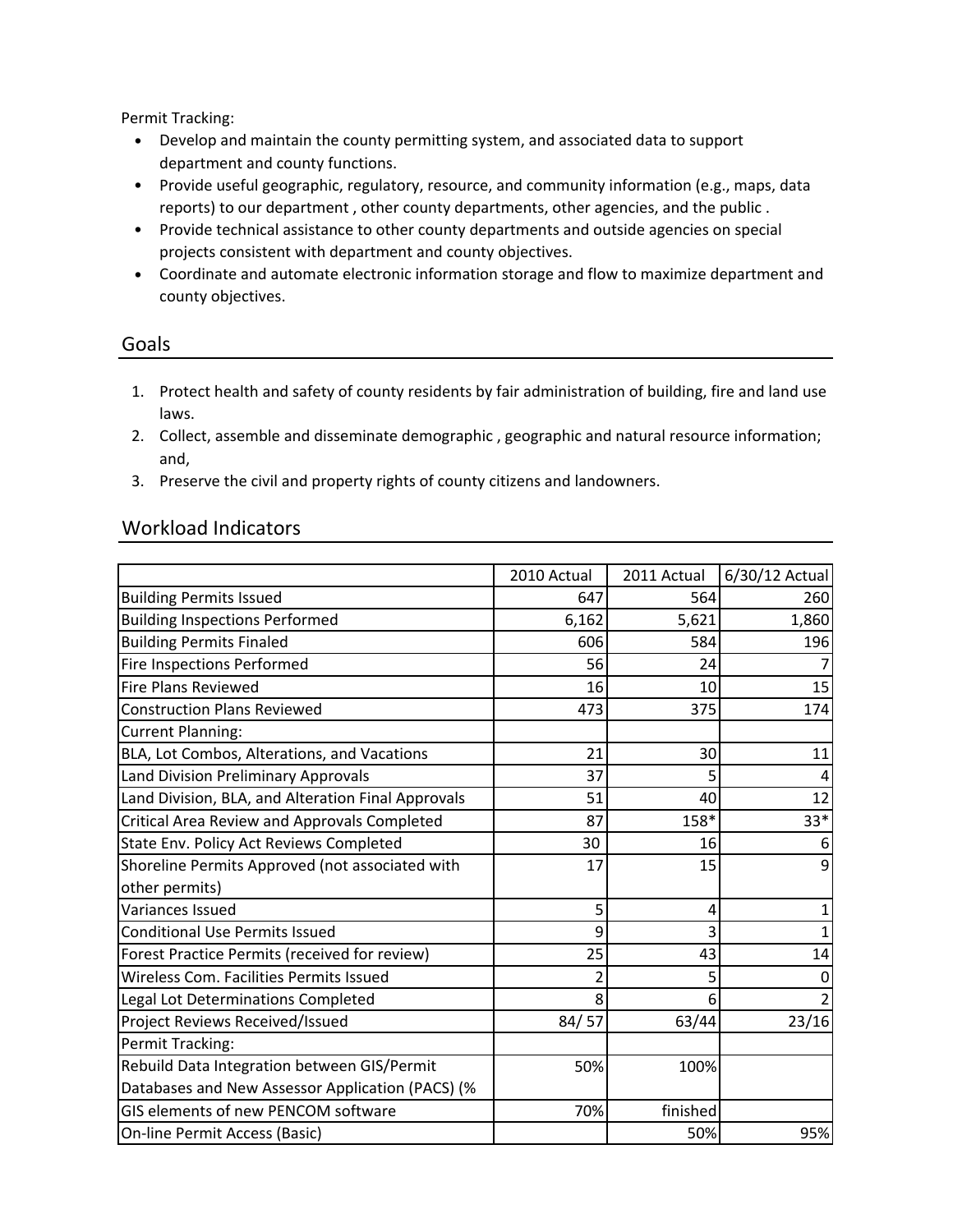Permit Tracking:

- Develop and maintain the county permitting system, and associated data to support department and county functions.
- Provide useful geographic, regulatory, resource, and community information (e.g., maps, data reports) to our department , other county departments, other agencies, and the public .
- Provide technical assistance to other county departments and outside agencies on special projects consistent with department and county objectives.
- Coordinate and automate electronic information storage and flow to maximize department and county objectives.

## Goals

1. Protect health and safety of county residents by fair administration of building, fire and land use laws.
2. Collect, assemble and disseminate demographic , geographic and natural resource information; and,
3. Preserve the civil and property rights of county citizens and landowners.

## Workload Indicators

| | 2010 Actual | 2011 Actual | 6/30/12 Actual |
|---|---|---|---|
| Building Permits Issued | 647 | 564 | 260 |
| Building Inspections Performed | 6,162 | 5,621 | 1,860 |
| Building Permits Finaled | 606 | 584 | 196 |
| Fire Inspections Performed | 56 | 24 | 7 |
| Fire Plans Reviewed | 16 | 10 | 15 |
| Construction Plans Reviewed | 473 | 375 | 174 |
| Current Planning: | | | |
| BLA, Lot Combos, Alterations, and Vacations | 21 | 30 | 11 |
| Land Division Preliminary Approvals | 37 | 5 | 4 |
| Land Division, BLA, and Alteration Final Approvals | 51 | 40 | 12 |
| Critical Area Review and Approvals Completed | 87 | 158* | 33* |
| State Env. Policy Act Reviews Completed | 30 | 16 | 6 |
| Shoreline Permits Approved (not associated with other permits) | 17 | 15 | 9 |
| Variances Issued | 5 | 4 | 1 |
| Conditional Use Permits Issued | 9 | 3 | 1 |
| Forest Practice Permits (received for review) | 25 | 43 | 14 |
| Wireless Com. Facilities Permits Issued | 2 | 5 | 0 |
| Legal Lot Determinations Completed | 8 | 6 | 2 |
| Project Reviews Received/Issued | 84/ 57 | 63/44 | 23/16 |
| Permit Tracking: | | | |
| Rebuild Data Integration between GIS/Permit Databases and New Assessor Application (PACS) (% | 50% | 100% | |
| GIS elements of new PENCOM software | 70% | finished | |
| On-line Permit Access (Basic) | | 50% | 95% |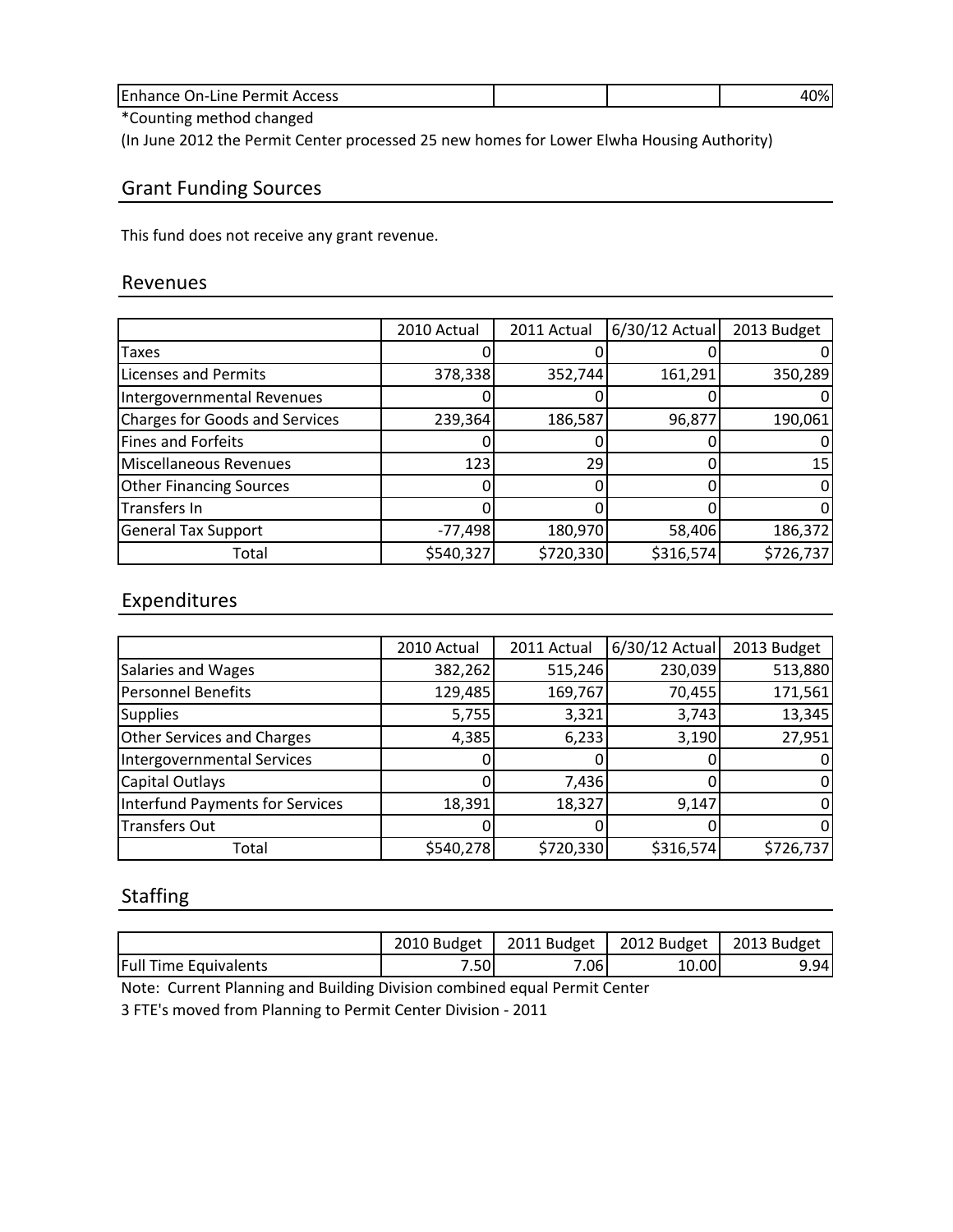| | | | |
|---|---|---|---|
| Enhance On-Line Permit Access | | | 40% |

*Counting method changed

(In June 2012 the Permit Center processed 25 new homes for Lower Elwha Housing Authority)

## Grant Funding Sources

This fund does not receive any grant revenue.

## Revenues

| | 2010 Actual | 2011 Actual | 6/30/12 Actual | 2013 Budget |
|---|---|---|---|---|
| Taxes | 0 | 0 | 0 | 0 |
| Licenses and Permits | 378,338 | 352,744 | 161,291 | 350,289 |
| Intergovernmental Revenues | 0 | 0 | 0 | 0 |
| Charges for Goods and Services | 239,364 | 186,587 | 96,877 | 190,061 |
| Fines and Forfeits | 0 | 0 | 0 | 0 |
| Miscellaneous Revenues | 123 | 29 | 0 | 15 |
| Other Financing Sources | 0 | 0 | 0 | 0 |
| Transfers In | 0 | 0 | 0 | 0 |
| General Tax Support | -77,498 | 180,970 | 58,406 | 186,372 |
| Total | $540,327 | $720,330 | $316,574 | $726,737 |

## Expenditures

| | 2010 Actual | 2011 Actual | 6/30/12 Actual | 2013 Budget |
|---|---|---|---|---|
| Salaries and Wages | 382,262 | 515,246 | 230,039 | 513,880 |
| Personnel Benefits | 129,485 | 169,767 | 70,455 | 171,561 |
| Supplies | 5,755 | 3,321 | 3,743 | 13,345 |
| Other Services and Charges | 4,385 | 6,233 | 3,190 | 27,951 |
| Intergovernmental Services | 0 | 0 | 0 | 0 |
| Capital Outlays | 0 | 7,436 | 0 | 0 |
| Interfund Payments for Services | 18,391 | 18,327 | 9,147 | 0 |
| Transfers Out | 0 | 0 | 0 | 0 |
| Total | $540,278 | $720,330 | $316,574 | $726,737 |

## Staffing

| | 2010 Budget | 2011 Budget | 2012 Budget | 2013 Budget |
|---|---|---|---|---|
| Full Time Equivalents | 7.50 | 7.06 | 10.00 | 9.94 |

Note: Current Planning and Building Division combined equal Permit Center

3 FTE's moved from Planning to Permit Center Division - 2011